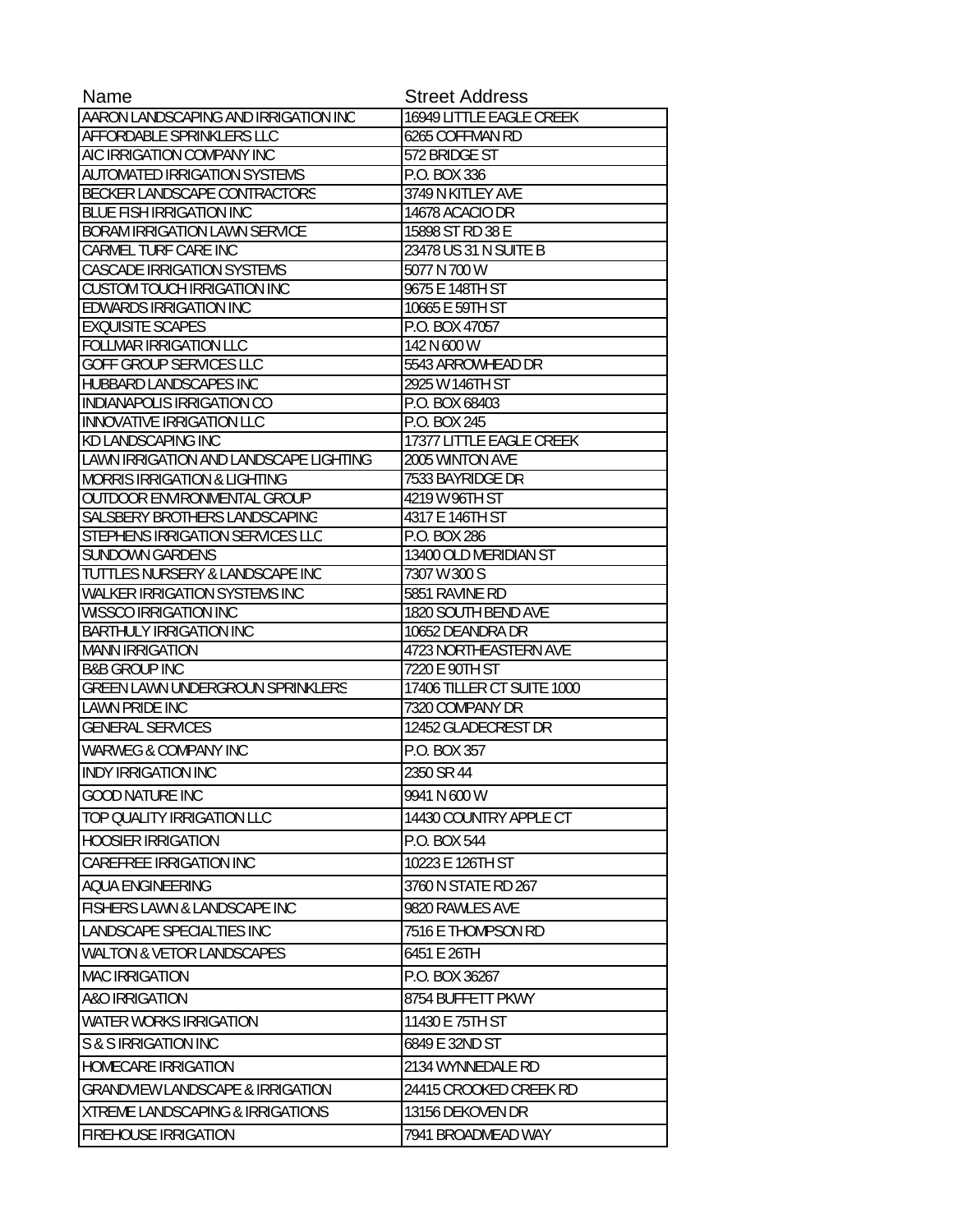| Name | Street Address |
|---|---|
| AARON LANDSCAPING AND IRRIGATION INC | 16949 LITTLE EAGLE CREEK |
| AFFORDABLE SPRINKLERS LLC | 6265 COFFMAN RD |
| AIC IRRIGATION COMPANY INC | 572 BRIDGE ST |
| AUTOMATED IRRIGATION SYSTEMS | P.O. BOX 336 |
| BECKER LANDSCAPE CONTRACTORS | 3749 N KITLEY AVE |
| BLUE FISH IRRIGATION INC | 14678 ACACIO DR |
| BORAM IRRIGATION LAWN SERVICE | 15898 ST RD 38 E |
| CARMEL TURF CARE INC | 23478 US 31 N SUITE B |
| CASCADE IRRIGATION SYSTEMS | 5077 N 700 W |
| CUSTOM TOUCH IRRIGATION INC | 9675 E 148TH ST |
| EDWARDS IRRIGATION INC | 10665 E 59TH ST |
| EXQUISITE SCAPES | P.O. BOX 47057 |
| FOLLMAR IRRIGATION LLC | 142 N 600 W |
| GOFF GROUP SERVICES LLC | 5543 ARROWHEAD DR |
| HUBBARD LANDSCAPES INC | 2925 W 146TH ST |
| INDIANAPOLIS IRRIGATION CO | P.O. BOX 68403 |
| INNOVATIVE IRRIGATION LLC | P.O. BOX 245 |
| KD LANDSCAPING INC | 17377 LITTLE EAGLE CREEK |
| LAWN IRRIGATION AND LANDSCAPE LIGHTING | 2005 WINTON AVE |
| MORRIS IRRIGATION & LIGHTING | 7533 BAYRIDGE DR |
| OUTDOOR ENVIRONMENTAL GROUP | 4219 W 96TH ST |
| SALSBERY BROTHERS LANDSCAPING | 4317 E 146TH ST |
| STEPHENS IRRIGATION SERVICES LLC | P.O. BOX 286 |
| SUNDOWN GARDENS | 13400 OLD MERIDIAN ST |
| TUTTLES NURSERY & LANDSCAPE INC | 7307 W 300 S |
| WALKER IRRIGATION SYSTEMS INC | 5851 RAVINE RD |
| WISSCO IRRIGATION INC | 1820 SOUTH BEND AVE |
| BARTHULY IRRIGATION INC | 10652 DEANDRA DR |
| MANN IRRIGATION | 4723 NORTHEASTERN AVE |
| B&B GROUP INC | 7220 E 90TH ST |
| GREEN LAWN UNDERGROUN SPRINKLERS | 17406 TILLER CT SUITE 1000 |
| LAWN PRIDE INC | 7320 COMPANY DR |
| GENERAL SERVICES | 12452 GLADECREST DR |
| WARWEG & COMPANY INC | P.O. BOX 357 |
| INDY IRRIGATION INC | 2350 SR 44 |
| GOOD NATURE INC | 9941 N 600 W |
| TOP QUALITY IRRIGATION LLC | 14430 COUNTRY APPLE CT |
| HOOSIER IRRIGATION | P.O. BOX 544 |
| CAREFREE IRRIGATION INC | 10223 E 126TH ST |
| AQUA ENGINEERING | 3760 N STATE RD 267 |
| FISHERS LAWN & LANDSCAPE INC | 9820 RAWLES AVE |
| LANDSCAPE SPECIALTIES INC | 7516 E THOMPSON RD |
| WALTON & VETOR LANDSCAPES | 6451 E 26TH |
| MAC IRRIGATION | P.O. BOX 36267 |
| A&O IRRIGATION | 8754 BUFFETT PKWY |
| WATER WORKS IRRIGATION | 11430 E 75TH ST |
| S & S IRRIGATION INC | 6849 E 32ND ST |
| HOMECARE IRRIGATION | 2134 WYNNEDALE RD |
| GRANDVIEW LANDSCAPE & IRRIGATION | 24415 CROOKED CREEK RD |
| XTREME LANDSCAPING & IRRIGATIONS | 13156 DEKOVEN DR |
| FIREHOUSE IRRIGATION | 7941 BROADMEAD WAY |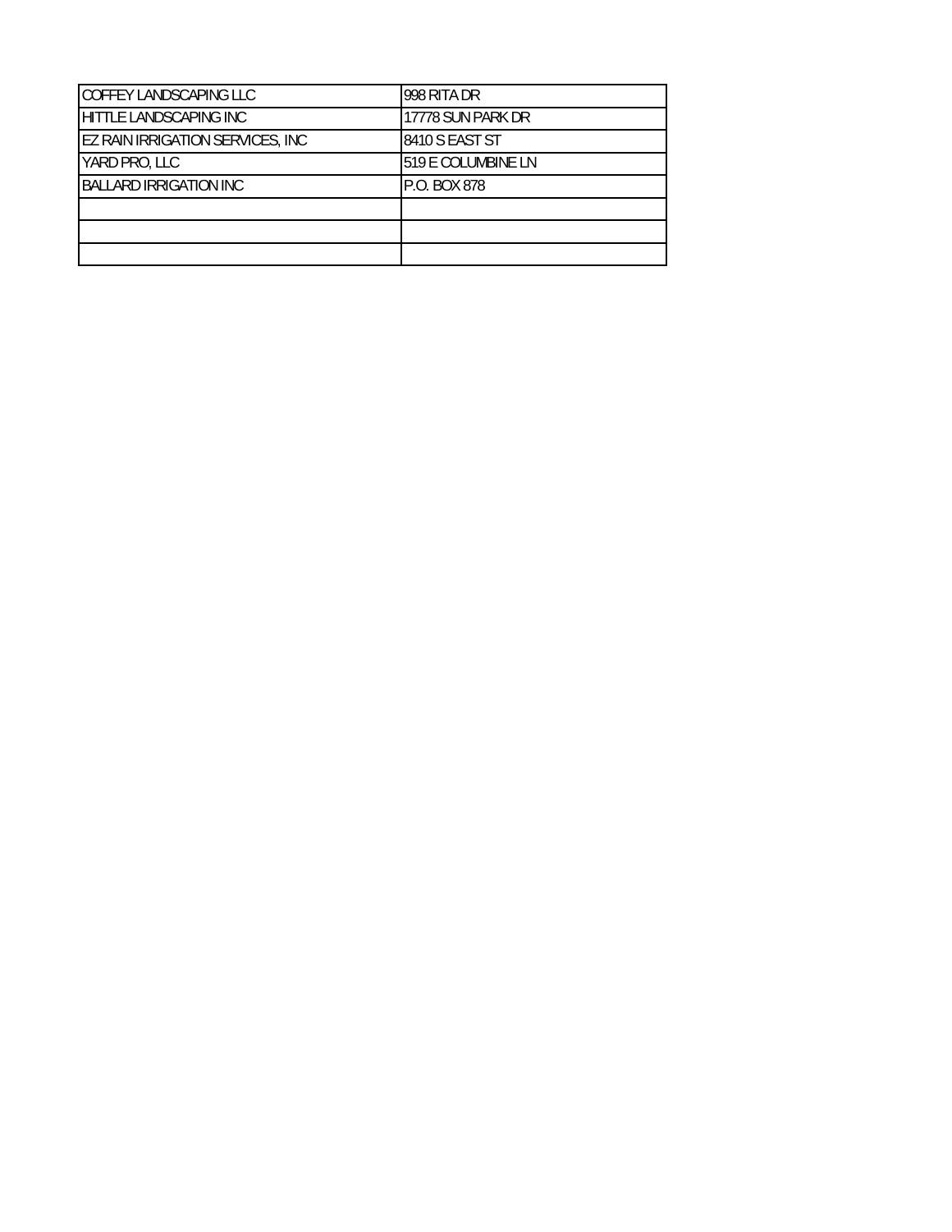| | |
|---|---|
| COFFEY LANDSCAPING LLC | 998 RITA DR |
| HITTLE LANDSCAPING INC | 17778 SUN PARK DR |
| EZ RAIN IRRIGATION SERVICES, INC | 8410 S EAST ST |
| YARD PRO, LLC | 519 E COLUMBINE LN |
| BALLARD IRRIGATION INC | P.O. BOX 878 |
| | |
| | |
| | |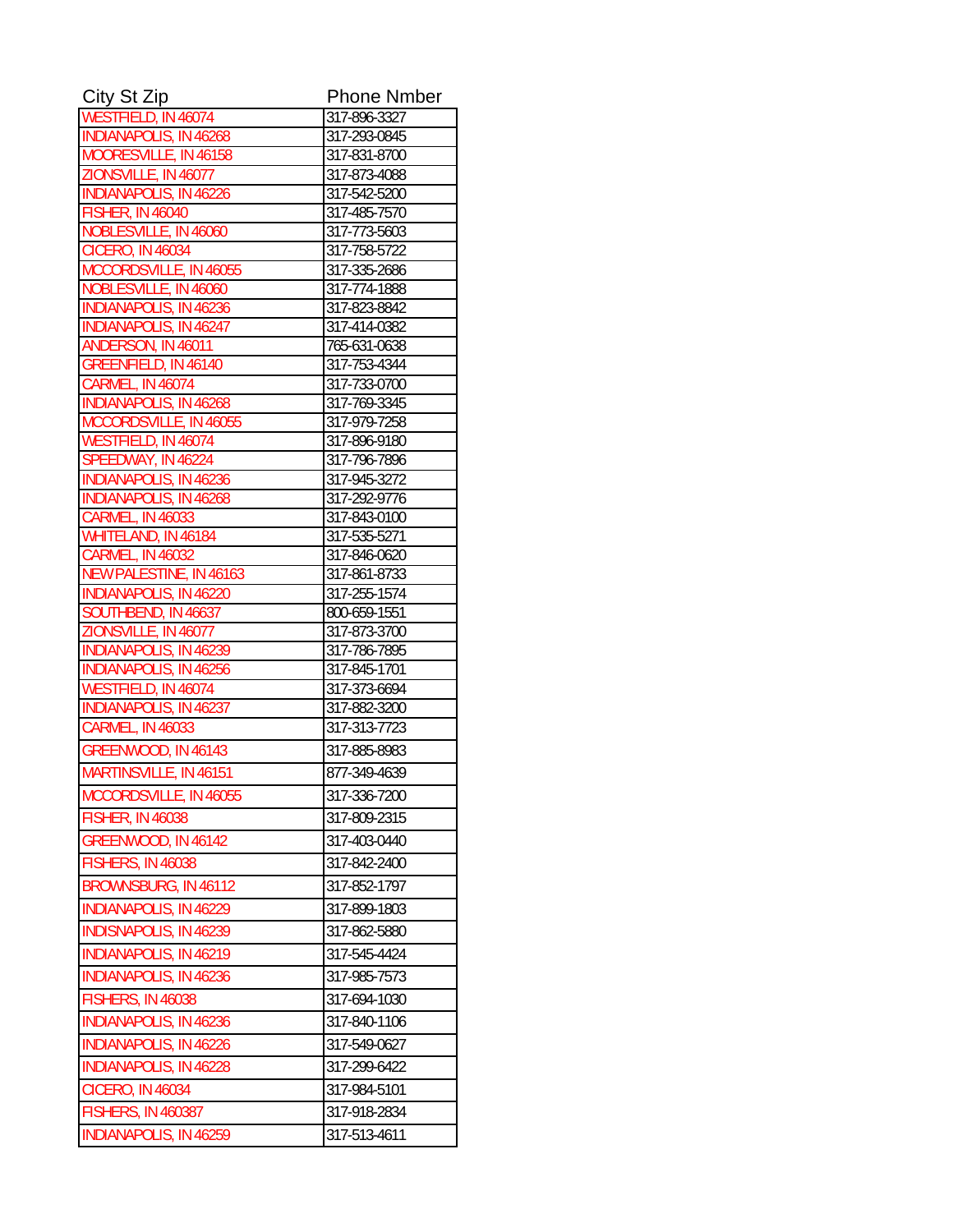| City St Zip | Phone Nmber |
|---|---|
| WESTFIELD, IN 46074 | 317-896-3327 |
| INDIANAPOLIS, IN 46268 | 317-293-0845 |
| MOORESVILLE, IN 46158 | 317-831-8700 |
| ZIONSVILLE, IN 46077 | 317-873-4088 |
| INDIANAPOLIS, IN 46226 | 317-542-5200 |
| FISHER, IN 46040 | 317-485-7570 |
| NOBLESVILLE, IN 46060 | 317-773-5603 |
| CICERO, IN 46034 | 317-758-5722 |
| MCCORDSVILLE, IN 46055 | 317-335-2686 |
| NOBLESVILLE, IN 46060 | 317-774-1888 |
| INDIANAPOLIS, IN 46236 | 317-823-8842 |
| INDIANAPOLIS, IN 46247 | 317-414-0382 |
| ANDERSON, IN 46011 | 765-631-0638 |
| GREENFIELD, IN 46140 | 317-753-4344 |
| CARMEL, IN 46074 | 317-733-0700 |
| INDIANAPOLIS, IN 46268 | 317-769-3345 |
| MCCORDSVILLE, IN 46055 | 317-979-7258 |
| WESTFIELD, IN 46074 | 317-896-9180 |
| SPEEDWAY, IN 46224 | 317-796-7896 |
| INDIANAPOLIS, IN 46236 | 317-945-3272 |
| INDIANAPOLIS, IN 46268 | 317-292-9776 |
| CARMEL, IN 46033 | 317-843-0100 |
| WHITELAND, IN 46184 | 317-535-5271 |
| CARMEL, IN 46032 | 317-846-0620 |
| NEW PALESTINE, IN 46163 | 317-861-8733 |
| INDIANAPOLIS, IN 46220 | 317-255-1574 |
| SOUTHBEND, IN 46637 | 800-659-1551 |
| ZIONSVILLE, IN 46077 | 317-873-3700 |
| INDIANAPOLIS, IN 46239 | 317-786-7895 |
| INDIANAPOLIS, IN 46256 | 317-845-1701 |
| WESTFIELD, IN 46074 | 317-373-6694 |
| INDIANAPOLIS, IN 46237 | 317-882-3200 |
| CARMEL, IN 46033 | 317-313-7723 |
| GREENWOOD, IN 46143 | 317-885-8983 |
| MARTINSVILLE, IN 46151 | 877-349-4639 |
| MCCORDSVILLE, IN 46055 | 317-336-7200 |
| FISHER, IN 46038 | 317-809-2315 |
| GREENWOOD, IN 46142 | 317-403-0440 |
| FISHERS, IN 46038 | 317-842-2400 |
| BROWNSBURG, IN 46112 | 317-852-1797 |
| INDIANAPOLIS, IN 46229 | 317-899-1803 |
| INDISNAPOLIS, IN 46239 | 317-862-5880 |
| INDIANAPOLIS, IN 46219 | 317-545-4424 |
| INDIANAPOLIS, IN 46236 | 317-985-7573 |
| FISHERS, IN 46038 | 317-694-1030 |
| INDIANAPOLIS, IN 46236 | 317-840-1106 |
| INDIANAPOLIS, IN 46226 | 317-549-0627 |
| INDIANAPOLIS, IN 46228 | 317-299-6422 |
| CICERO, IN 46034 | 317-984-5101 |
| FISHERS, IN 460387 | 317-918-2834 |
| INDIANAPOLIS, IN 46259 | 317-513-4611 |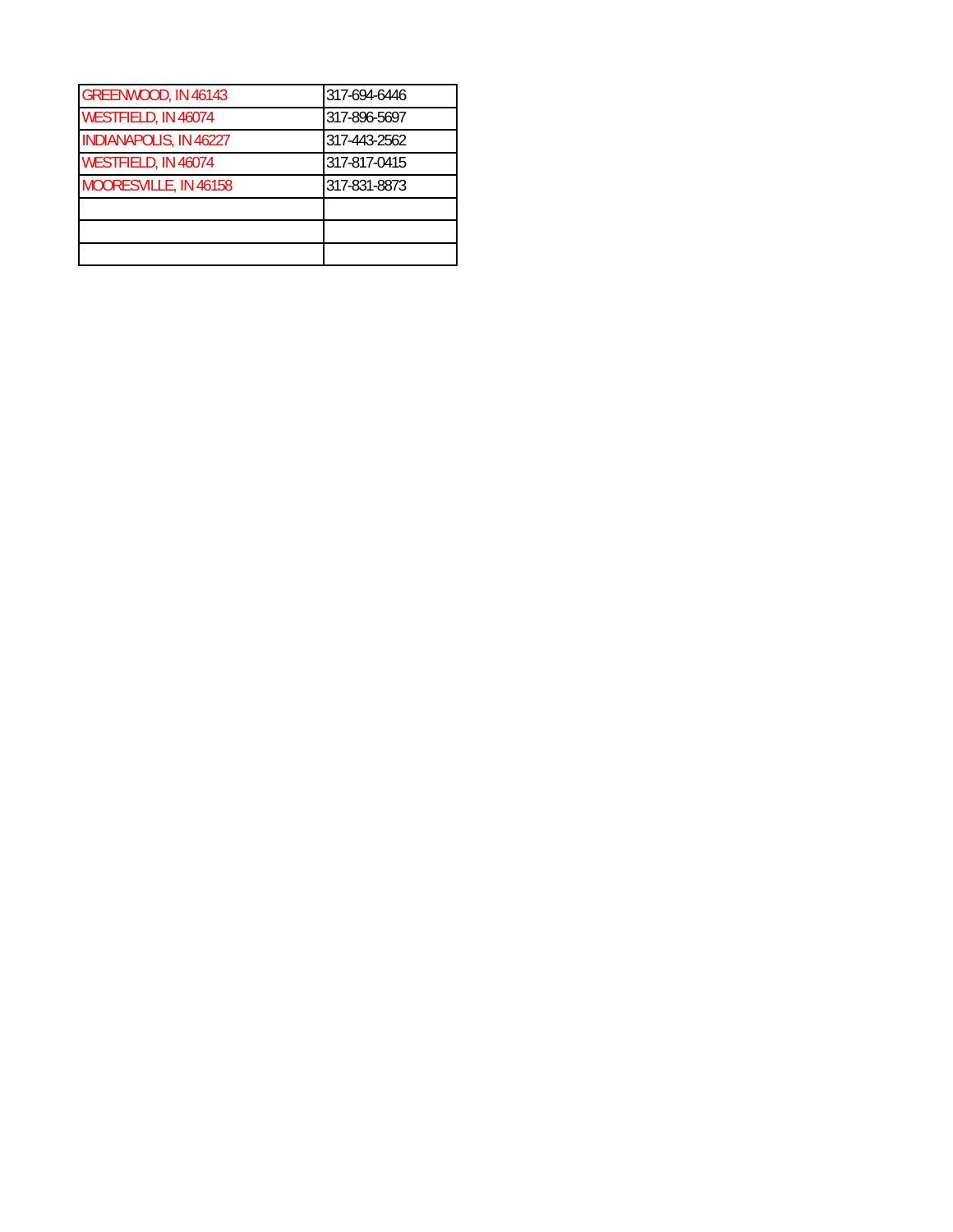| | |
|---|---|
| GREENWOOD, IN 46143 | 317-694-6446 |
| WESTFIELD, IN 46074 | 317-896-5697 |
| INDIANAPOLIS, IN 46227 | 317-443-2562 |
| WESTFIELD, IN 46074 | 317-817-0415 |
| MOORESVILLE, IN 46158 | 317-831-8873 |
| | |
| | |
| | |